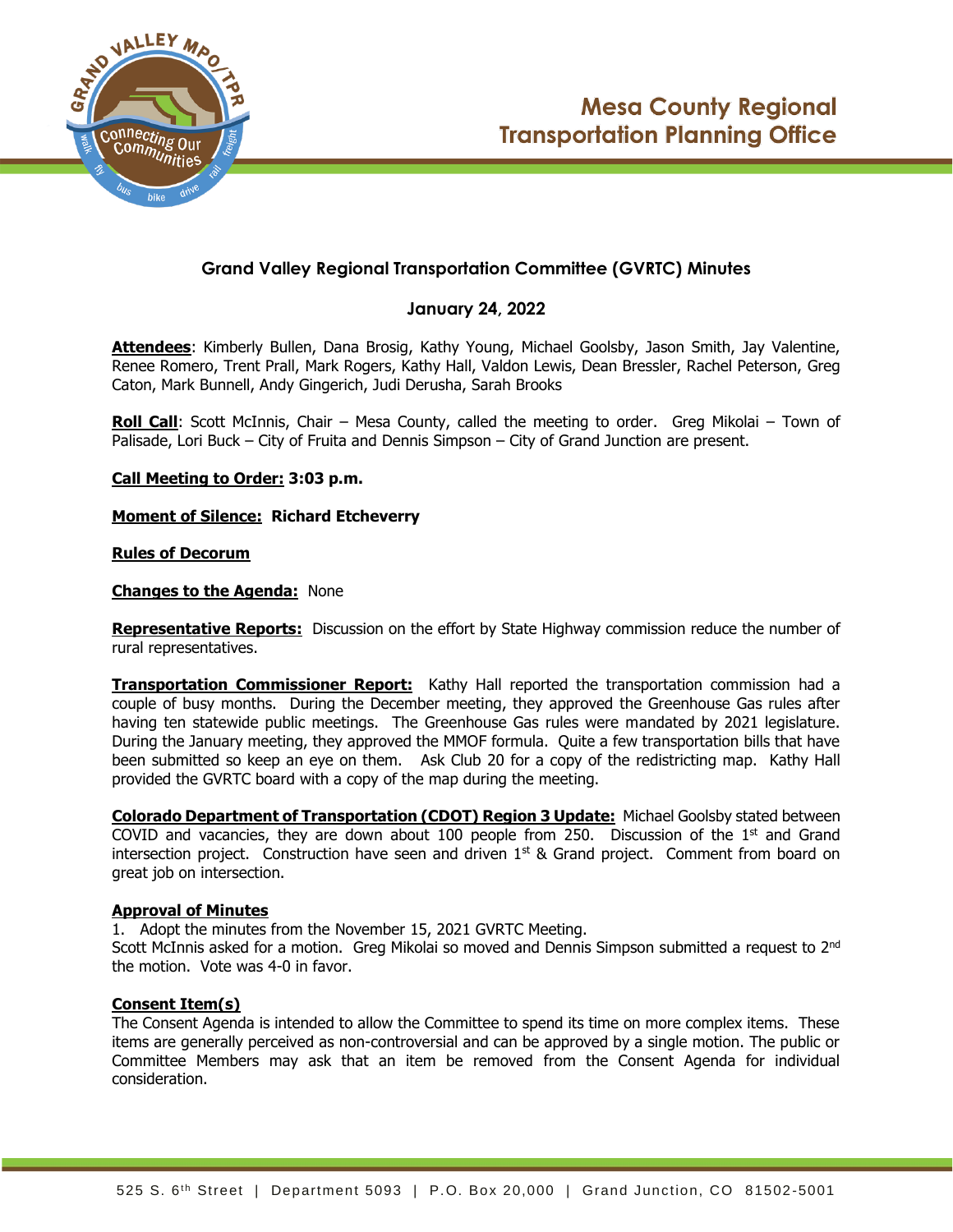# Mesa County Regional Transportation Planning Office

## Grand Valley Regional Transportation Committee (GVRTC) Minutes

### January 24, 2022

**Attendees**: Kimberly Bullen, Dana Brosig, Kathy Young, Michael Goolsby, Jason Smith, Jay Valentine, Renee Romero, Trent Prall, Mark Rogers, Kathy Hall, Valdon Lewis, Dean Bressler, Rachel Peterson, Greg Caton, Mark Bunnell, Andy Gingerich, Judi Derusha, Sarah Brooks

**Roll Call**: Scott McInnis, Chair – Mesa County, called the meeting to order. Greg Mikolai – Town of Palisade, Lori Buck – City of Fruita and Dennis Simpson – City of Grand Junction are present.

**Call Meeting to Order: 3:03 p.m.**

**Moment of Silence: Richard Etcheverry**

**Rules of Decorum**

**Changes to the Agenda:** None

**Representative Reports:** Discussion on the effort by State Highway commission reduce the number of rural representatives.

**Transportation Commissioner Report:** Kathy Hall reported the transportation commission had a couple of busy months. During the December meeting, they approved the Greenhouse Gas rules after having ten statewide public meetings. The Greenhouse Gas rules were mandated by 2021 legislature. During the January meeting, they approved the MMOF formula. Quite a few transportation bills that have been submitted so keep an eye on them. Ask Club 20 for a copy of the redistricting map. Kathy Hall provided the GVRTC board with a copy of the map during the meeting.

**Colorado Department of Transportation (CDOT) Region 3 Update:** Michael Goolsby stated between COVID and vacancies, they are down about 100 people from 250. Discussion of the 1st and Grand intersection project. Construction have seen and driven 1st & Grand project. Comment from board on great job on intersection.

**Approval of Minutes**

1. Adopt the minutes from the November 15, 2021 GVRTC Meeting.

Scott McInnis asked for a motion. Greg Mikolai so moved and Dennis Simpson submitted a request to 2nd the motion. Vote was 4-0 in favor.

**Consent Item(s)**

The Consent Agenda is intended to allow the Committee to spend its time on more complex items. These items are generally perceived as non-controversial and can be approved by a single motion. The public or Committee Members may ask that an item be removed from the Consent Agenda for individual consideration.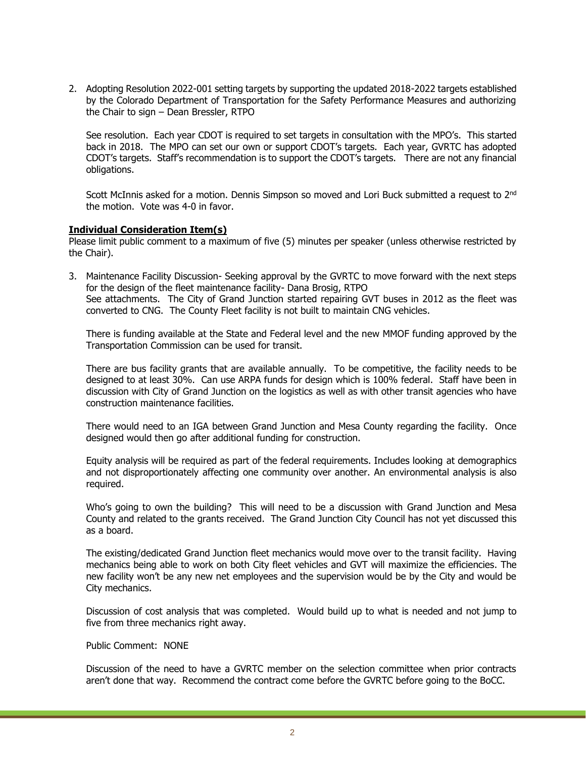2. Adopting Resolution 2022-001 setting targets by supporting the updated 2018-2022 targets established by the Colorado Department of Transportation for the Safety Performance Measures and authorizing the Chair to sign – Dean Bressler, RTPO

   See resolution. Each year CDOT is required to set targets in consultation with the MPO's. This started back in 2018. The MPO can set our own or support CDOT's targets. Each year, GVRTC has adopted CDOT's targets. Staff's recommendation is to support the CDOT's targets. There are not any financial obligations.

   Scott McInnis asked for a motion. Dennis Simpson so moved and Lori Buck submitted a request to 2nd the motion. Vote was 4-0 in favor.

**Individual Consideration Item(s)**

Please limit public comment to a maximum of five (5) minutes per speaker (unless otherwise restricted by the Chair).

3. Maintenance Facility Discussion- Seeking approval by the GVRTC to move forward with the next steps for the design of the fleet maintenance facility- Dana Brosig, RTPO
   See attachments. The City of Grand Junction started repairing GVT buses in 2012 as the fleet was converted to CNG. The County Fleet facility is not built to maintain CNG vehicles.

   There is funding available at the State and Federal level and the new MMOF funding approved by the Transportation Commission can be used for transit.

   There are bus facility grants that are available annually. To be competitive, the facility needs to be designed to at least 30%. Can use ARPA funds for design which is 100% federal. Staff have been in discussion with City of Grand Junction on the logistics as well as with other transit agencies who have construction maintenance facilities.

   There would need to an IGA between Grand Junction and Mesa County regarding the facility. Once designed would then go after additional funding for construction.

   Equity analysis will be required as part of the federal requirements. Includes looking at demographics and not disproportionately affecting one community over another. An environmental analysis is also required.

   Who's going to own the building? This will need to be a discussion with Grand Junction and Mesa County and related to the grants received. The Grand Junction City Council has not yet discussed this as a board.

   The existing/dedicated Grand Junction fleet mechanics would move over to the transit facility. Having mechanics being able to work on both City fleet vehicles and GVT will maximize the efficiencies. The new facility won't be any new net employees and the supervision would be by the City and would be City mechanics.

   Discussion of cost analysis that was completed. Would build up to what is needed and not jump to five from three mechanics right away.

   Public Comment: NONE

   Discussion of the need to have a GVRTC member on the selection committee when prior contracts aren't done that way. Recommend the contract come before the GVRTC before going to the BoCC.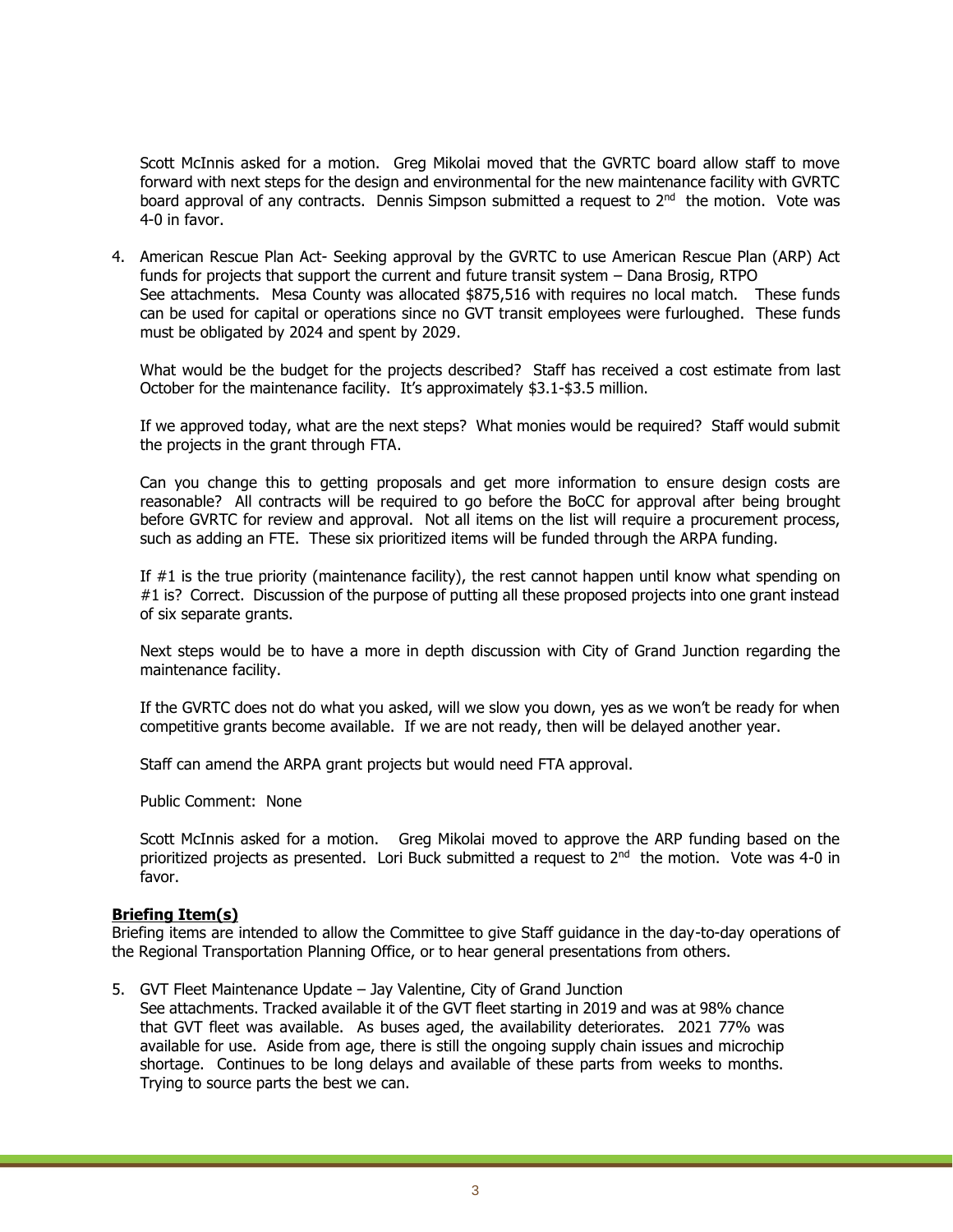Scott McInnis asked for a motion. Greg Mikolai moved that the GVRTC board allow staff to move forward with next steps for the design and environmental for the new maintenance facility with GVRTC board approval of any contracts. Dennis Simpson submitted a request to 2nd the motion. Vote was 4-0 in favor.

4. American Rescue Plan Act- Seeking approval by the GVRTC to use American Rescue Plan (ARP) Act funds for projects that support the current and future transit system – Dana Brosig, RTPO
   See attachments. Mesa County was allocated $875,516 with requires no local match. These funds can be used for capital or operations since no GVT transit employees were furloughed. These funds must be obligated by 2024 and spent by 2029.

   What would be the budget for the projects described? Staff has received a cost estimate from last October for the maintenance facility. It's approximately $3.1-$3.5 million.

   If we approved today, what are the next steps? What monies would be required? Staff would submit the projects in the grant through FTA.

   Can you change this to getting proposals and get more information to ensure design costs are reasonable? All contracts will be required to go before the BoCC for approval after being brought before GVRTC for review and approval. Not all items on the list will require a procurement process, such as adding an FTE. These six prioritized items will be funded through the ARPA funding.

   If #1 is the true priority (maintenance facility), the rest cannot happen until know what spending on #1 is? Correct. Discussion of the purpose of putting all these proposed projects into one grant instead of six separate grants.

   Next steps would be to have a more in depth discussion with City of Grand Junction regarding the maintenance facility.

   If the GVRTC does not do what you asked, will we slow you down, yes as we won't be ready for when competitive grants become available. If we are not ready, then will be delayed another year.

   Staff can amend the ARPA grant projects but would need FTA approval.

   Public Comment: None

   Scott McInnis asked for a motion. Greg Mikolai moved to approve the ARP funding based on the prioritized projects as presented. Lori Buck submitted a request to 2nd the motion. Vote was 4-0 in favor.

**Briefing Item(s)**

Briefing items are intended to allow the Committee to give Staff guidance in the day-to-day operations of the Regional Transportation Planning Office, or to hear general presentations from others.

5. GVT Fleet Maintenance Update – Jay Valentine, City of Grand Junction
   See attachments. Tracked available it of the GVT fleet starting in 2019 and was at 98% chance that GVT fleet was available. As buses aged, the availability deteriorates. 2021 77% was available for use. Aside from age, there is still the ongoing supply chain issues and microchip shortage. Continues to be long delays and available of these parts from weeks to months. Trying to source parts the best we can.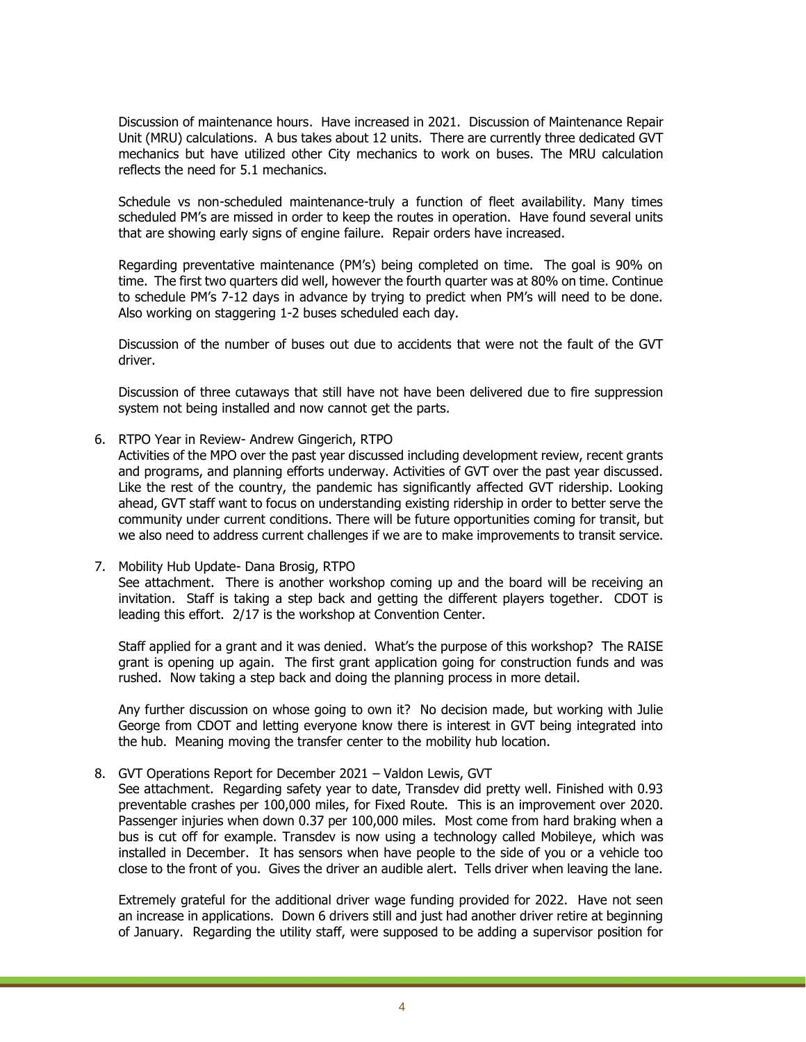Discussion of maintenance hours. Have increased in 2021. Discussion of Maintenance Repair Unit (MRU) calculations. A bus takes about 12 units. There are currently three dedicated GVT mechanics but have utilized other City mechanics to work on buses. The MRU calculation reflects the need for 5.1 mechanics.

Schedule vs non-scheduled maintenance-truly a function of fleet availability. Many times scheduled PM's are missed in order to keep the routes in operation. Have found several units that are showing early signs of engine failure. Repair orders have increased.

Regarding preventative maintenance (PM's) being completed on time. The goal is 90% on time. The first two quarters did well, however the fourth quarter was at 80% on time. Continue to schedule PM's 7-12 days in advance by trying to predict when PM's will need to be done. Also working on staggering 1-2 buses scheduled each day.

Discussion of the number of buses out due to accidents that were not the fault of the GVT driver.

Discussion of three cutaways that still have not have been delivered due to fire suppression system not being installed and now cannot get the parts.

6. RTPO Year in Review- Andrew Gingerich, RTPO
   Activities of the MPO over the past year discussed including development review, recent grants and programs, and planning efforts underway. Activities of GVT over the past year discussed. Like the rest of the country, the pandemic has significantly affected GVT ridership. Looking ahead, GVT staff want to focus on understanding existing ridership in order to better serve the community under current conditions. There will be future opportunities coming for transit, but we also need to address current challenges if we are to make improvements to transit service.

7. Mobility Hub Update- Dana Brosig, RTPO
   See attachment. There is another workshop coming up and the board will be receiving an invitation. Staff is taking a step back and getting the different players together. CDOT is leading this effort. 2/17 is the workshop at Convention Center.

   Staff applied for a grant and it was denied. What's the purpose of this workshop? The RAISE grant is opening up again. The first grant application going for construction funds and was rushed. Now taking a step back and doing the planning process in more detail.

   Any further discussion on whose going to own it? No decision made, but working with Julie George from CDOT and letting everyone know there is interest in GVT being integrated into the hub. Meaning moving the transfer center to the mobility hub location.

8. GVT Operations Report for December 2021 – Valdon Lewis, GVT
   See attachment. Regarding safety year to date, Transdev did pretty well. Finished with 0.93 preventable crashes per 100,000 miles, for Fixed Route. This is an improvement over 2020. Passenger injuries when down 0.37 per 100,000 miles. Most come from hard braking when a bus is cut off for example. Transdev is now using a technology called Mobileye, which was installed in December. It has sensors when have people to the side of you or a vehicle too close to the front of you. Gives the driver an audible alert. Tells driver when leaving the lane.

   Extremely grateful for the additional driver wage funding provided for 2022. Have not seen an increase in applications. Down 6 drivers still and just had another driver retire at beginning of January. Regarding the utility staff, were supposed to be adding a supervisor position for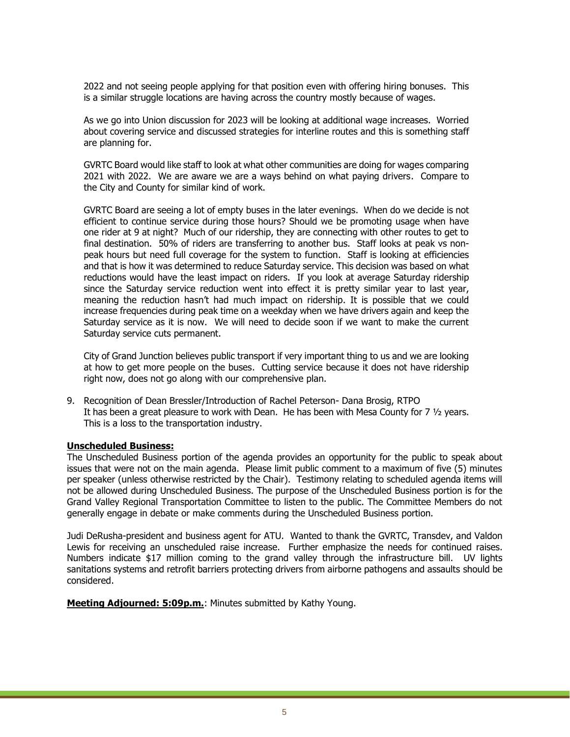2022 and not seeing people applying for that position even with offering hiring bonuses. This is a similar struggle locations are having across the country mostly because of wages.

As we go into Union discussion for 2023 will be looking at additional wage increases. Worried about covering service and discussed strategies for interline routes and this is something staff are planning for.

GVRTC Board would like staff to look at what other communities are doing for wages comparing 2021 with 2022. We are aware we are a ways behind on what paying drivers. Compare to the City and County for similar kind of work.

GVRTC Board are seeing a lot of empty buses in the later evenings. When do we decide is not efficient to continue service during those hours? Should we be promoting usage when have one rider at 9 at night? Much of our ridership, they are connecting with other routes to get to final destination. 50% of riders are transferring to another bus. Staff looks at peak vs non-peak hours but need full coverage for the system to function. Staff is looking at efficiencies and that is how it was determined to reduce Saturday service. This decision was based on what reductions would have the least impact on riders. If you look at average Saturday ridership since the Saturday service reduction went into effect it is pretty similar year to last year, meaning the reduction hasn't had much impact on ridership. It is possible that we could increase frequencies during peak time on a weekday when we have drivers again and keep the Saturday service as it is now. We will need to decide soon if we want to make the current Saturday service cuts permanent.

City of Grand Junction believes public transport if very important thing to us and we are looking at how to get more people on the buses. Cutting service because it does not have ridership right now, does not go along with our comprehensive plan.

9. Recognition of Dean Bressler/Introduction of Rachel Peterson- Dana Brosig, RTPO
   It has been a great pleasure to work with Dean. He has been with Mesa County for 7 ½ years. This is a loss to the transportation industry.

**Unscheduled Business:**

The Unscheduled Business portion of the agenda provides an opportunity for the public to speak about issues that were not on the main agenda. Please limit public comment to a maximum of five (5) minutes per speaker (unless otherwise restricted by the Chair). Testimony relating to scheduled agenda items will not be allowed during Unscheduled Business. The purpose of the Unscheduled Business portion is for the Grand Valley Regional Transportation Committee to listen to the public. The Committee Members do not generally engage in debate or make comments during the Unscheduled Business portion.

Judi DeRusha-president and business agent for ATU. Wanted to thank the GVRTC, Transdev, and Valdon Lewis for receiving an unscheduled raise increase. Further emphasize the needs for continued raises. Numbers indicate $17 million coming to the grand valley through the infrastructure bill. UV lights sanitations systems and retrofit barriers protecting drivers from airborne pathogens and assaults should be considered.

**Meeting Adjourned: 5:09p.m.**: Minutes submitted by Kathy Young.